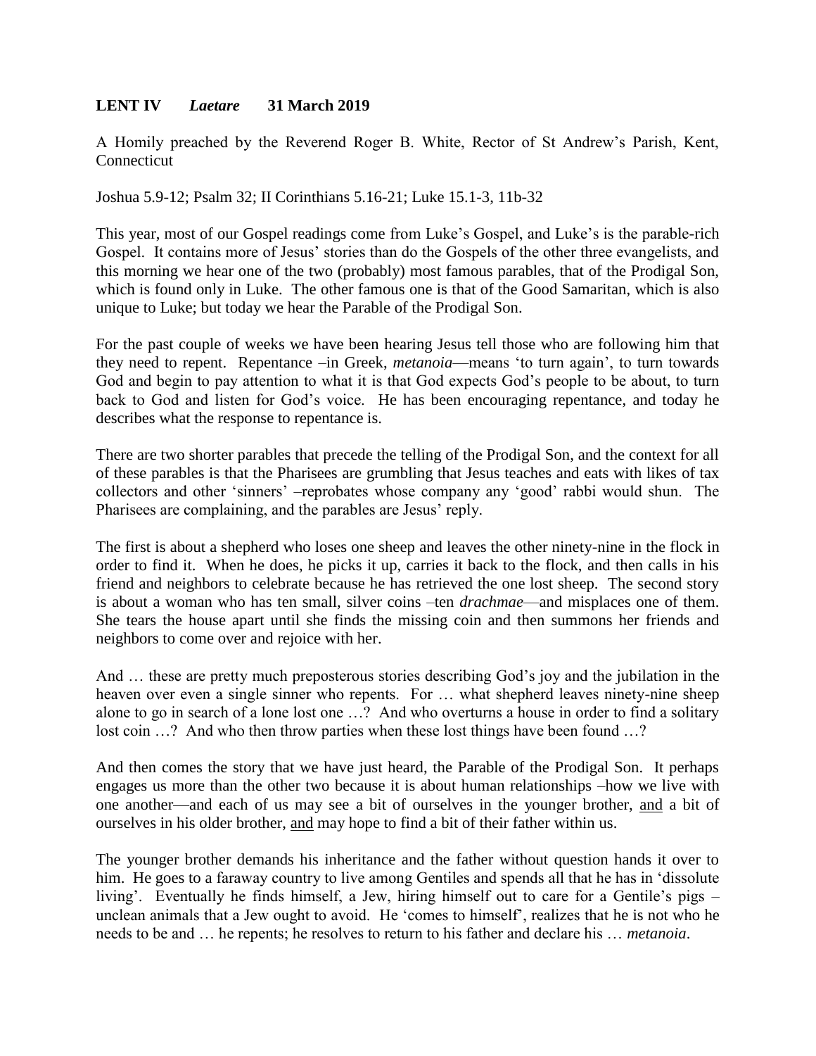**LENT IV** ***Laetare*** **31 March 2019**

A Homily preached by the Reverend Roger B. White, Rector of St Andrew's Parish, Kent, Connecticut

Joshua 5.9-12; Psalm 32; II Corinthians 5.16-21; Luke 15.1-3, 11b-32

This year, most of our Gospel readings come from Luke's Gospel, and Luke's is the parable-rich Gospel. It contains more of Jesus' stories than do the Gospels of the other three evangelists, and this morning we hear one of the two (probably) most famous parables, that of the Prodigal Son, which is found only in Luke. The other famous one is that of the Good Samaritan, which is also unique to Luke; but today we hear the Parable of the Prodigal Son.

For the past couple of weeks we have been hearing Jesus tell those who are following him that they need to repent. Repentance –in Greek, *metanoia*—means 'to turn again', to turn towards God and begin to pay attention to what it is that God expects God's people to be about, to turn back to God and listen for God's voice. He has been encouraging repentance, and today he describes what the response to repentance is.

There are two shorter parables that precede the telling of the Prodigal Son, and the context for all of these parables is that the Pharisees are grumbling that Jesus teaches and eats with likes of tax collectors and other 'sinners' –reprobates whose company any 'good' rabbi would shun. The Pharisees are complaining, and the parables are Jesus' reply.

The first is about a shepherd who loses one sheep and leaves the other ninety-nine in the flock in order to find it. When he does, he picks it up, carries it back to the flock, and then calls in his friend and neighbors to celebrate because he has retrieved the one lost sheep. The second story is about a woman who has ten small, silver coins –ten *drachmae*—and misplaces one of them. She tears the house apart until she finds the missing coin and then summons her friends and neighbors to come over and rejoice with her.

And … these are pretty much preposterous stories describing God's joy and the jubilation in the heaven over even a single sinner who repents. For … what shepherd leaves ninety-nine sheep alone to go in search of a lone lost one …? And who overturns a house in order to find a solitary lost coin …? And who then throw parties when these lost things have been found …?

And then comes the story that we have just heard, the Parable of the Prodigal Son. It perhaps engages us more than the other two because it is about human relationships –how we live with one another—and each of us may see a bit of ourselves in the younger brother, <u>and</u> a bit of ourselves in his older brother, <u>and</u> may hope to find a bit of their father within us.

The younger brother demands his inheritance and the father without question hands it over to him. He goes to a faraway country to live among Gentiles and spends all that he has in 'dissolute living'. Eventually he finds himself, a Jew, hiring himself out to care for a Gentile's pigs –unclean animals that a Jew ought to avoid. He 'comes to himself', realizes that he is not who he needs to be and … he repents; he resolves to return to his father and declare his … *metanoia*.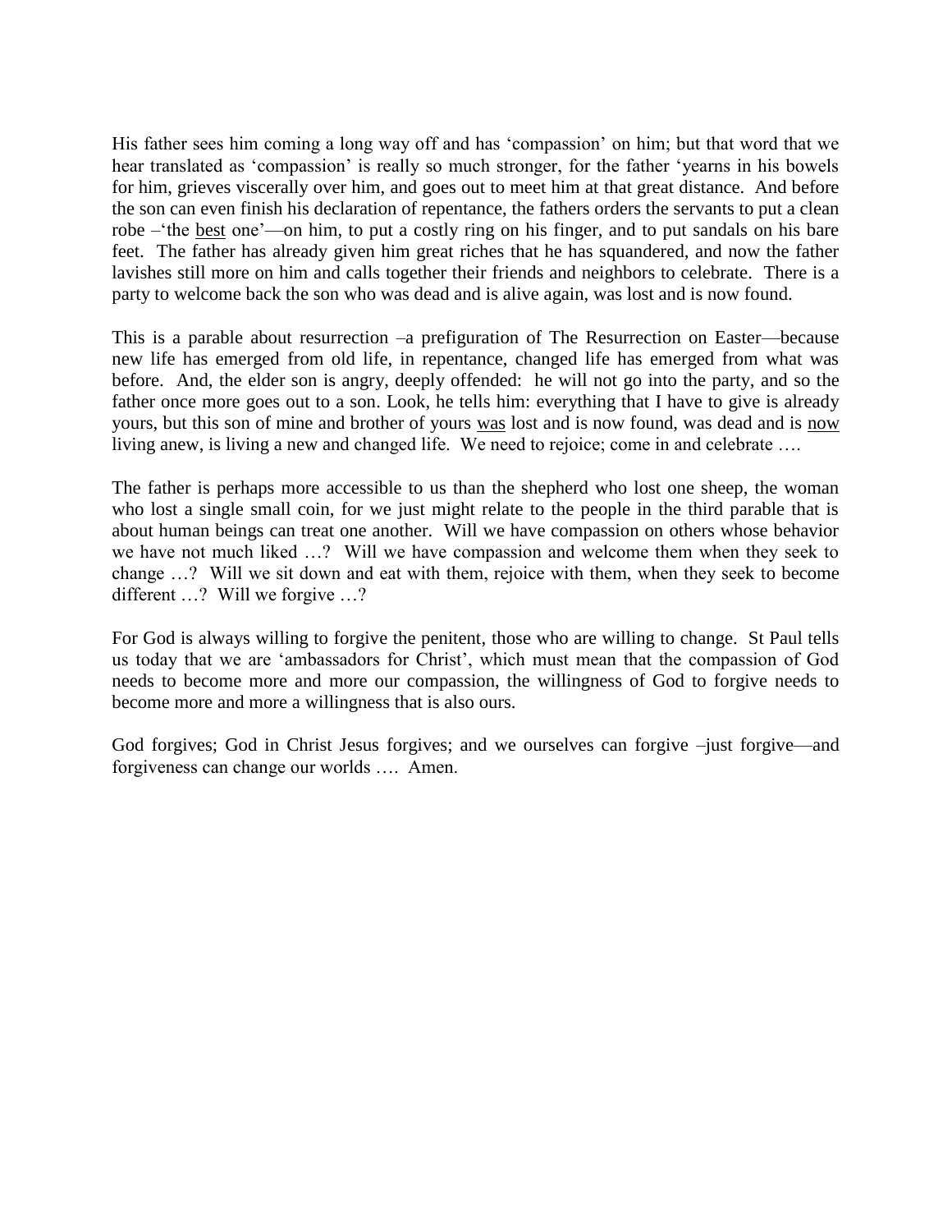His father sees him coming a long way off and has 'compassion' on him; but that word that we hear translated as 'compassion' is really so much stronger, for the father 'yearns in his bowels for him, grieves viscerally over him, and goes out to meet him at that great distance. And before the son can even finish his declaration of repentance, the fathers orders the servants to put a clean robe –'the <u>best</u> one'—on him, to put a costly ring on his finger, and to put sandals on his bare feet. The father has already given him great riches that he has squandered, and now the father lavishes still more on him and calls together their friends and neighbors to celebrate. There is a party to welcome back the son who was dead and is alive again, was lost and is now found.

This is a parable about resurrection –a prefiguration of The Resurrection on Easter—because new life has emerged from old life, in repentance, changed life has emerged from what was before. And, the elder son is angry, deeply offended: he will not go into the party, and so the father once more goes out to a son. Look, he tells him: everything that I have to give is already yours, but this son of mine and brother of yours <u>was</u> lost and is now found, was dead and is <u>now</u> living anew, is living a new and changed life. We need to rejoice; come in and celebrate ….

The father is perhaps more accessible to us than the shepherd who lost one sheep, the woman who lost a single small coin, for we just might relate to the people in the third parable that is about human beings can treat one another. Will we have compassion on others whose behavior we have not much liked …? Will we have compassion and welcome them when they seek to change …? Will we sit down and eat with them, rejoice with them, when they seek to become different …? Will we forgive …?

For God is always willing to forgive the penitent, those who are willing to change. St Paul tells us today that we are 'ambassadors for Christ', which must mean that the compassion of God needs to become more and more our compassion, the willingness of God to forgive needs to become more and more a willingness that is also ours.

God forgives; God in Christ Jesus forgives; and we ourselves can forgive –just forgive—and forgiveness can change our worlds …. Amen.